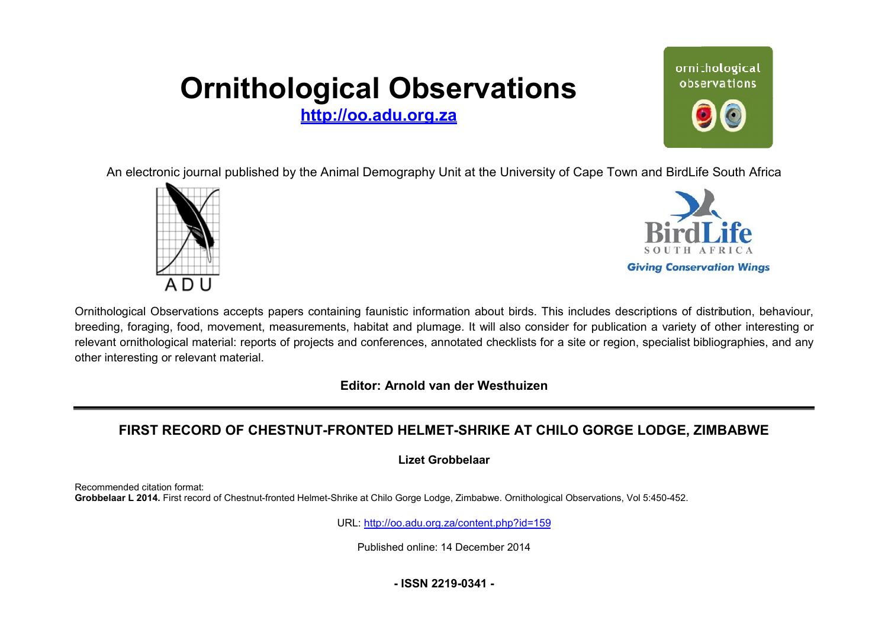# Ornithological Observations

**http://oo.adu.org.za**

An electronic journal published by the Animal Demography Unit at the University of Cape Town and BirdLife South Africa

Ornithological Observations accepts papers containing faunistic information about birds. This includes descriptions of distribution, behaviour, breeding, foraging, food, movement, measurements, habitat and plumage. It will also consider for publication a variety of other interesting or relevant ornithological material: reports of projects and conferences, annotated checklists for a site or region, specialist bibliographies, and any other interesting or relevant material.

**Editor: Arnold van der Westhuizen**

---

## FIRST RECORD OF CHESTNUT-FRONTED HELMET-SHRIKE AT CHILO GORGE LODGE, ZIMBABWE

**Lizet Grobbelaar**

Recommended citation format:
**Grobbelaar L 2014.** First record of Chestnut-fronted Helmet-Shrike at Chilo Gorge Lodge, Zimbabwe. Ornithological Observations, Vol 5:450-452.

URL: http://oo.adu.org.za/content.php?id=159

Published online: 14 December 2014

**- ISSN 2219-0341 -**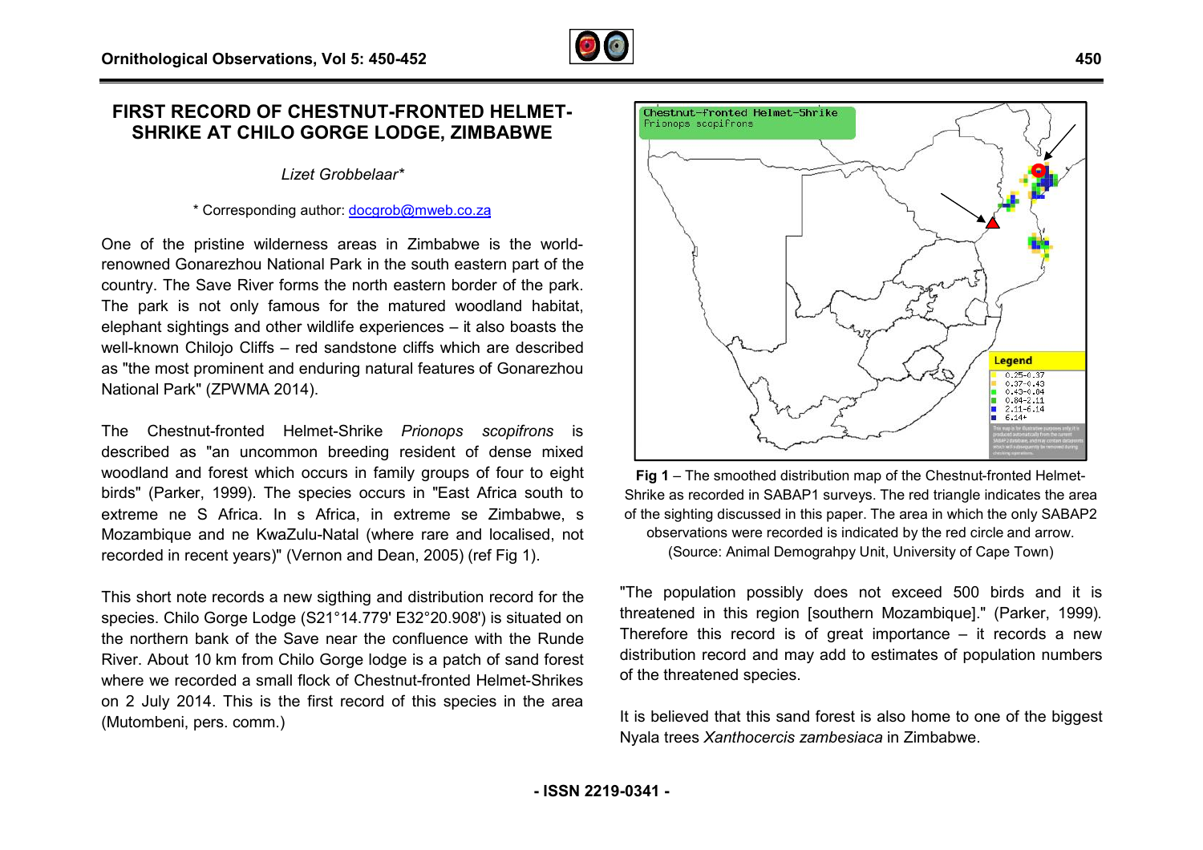# FIRST RECORD OF CHESTNUT-FRONTED HELMET-SHRIKE AT CHILO GORGE LODGE, ZIMBABWE

*Lizet Grobbelaar**

* Corresponding author: docgrob@mweb.co.za

One of the pristine wilderness areas in Zimbabwe is the world-renowned Gonarezhou National Park in the south eastern part of the country. The Save River forms the north eastern border of the park. The park is not only famous for the matured woodland habitat, elephant sightings and other wildlife experiences – it also boasts the well-known Chilojo Cliffs – red sandstone cliffs which are described as "the most prominent and enduring natural features of Gonarezhou National Park" (ZPWMA 2014).

The Chestnut-fronted Helmet-Shrike *Prionops scopifrons* is described as "an uncommon breeding resident of dense mixed woodland and forest which occurs in family groups of four to eight birds" (Parker, 1999). The species occurs in "East Africa south to extreme ne S Africa. In s Africa, in extreme se Zimbabwe, s Mozambique and ne KwaZulu-Natal (where rare and localised, not recorded in recent years)" (Vernon and Dean, 2005) (ref Fig 1).

This short note records a new sighting and distribution record for the species. Chilo Gorge Lodge (S21°14.779' E32°20.908') is situated on the northern bank of the Save near the confluence with the Runde River. About 10 km from Chilo Gorge lodge is a patch of sand forest where we recorded a small flock of Chestnut-fronted Helmet-Shrikes on 2 July 2014. This is the first record of this species in the area (Mutombeni, pers. comm.)

**Fig 1** – The smoothed distribution map of the Chestnut-fronted Helmet-Shrike as recorded in SABAP1 surveys. The red triangle indicates the area of the sighting discussed in this paper. The area in which the only SABAP2 observations were recorded is indicated by the red circle and arrow. (Source: Animal Demograhpy Unit, University of Cape Town)

"The population possibly does not exceed 500 birds and it is threatened in this region [southern Mozambique]." (Parker, 1999). Therefore this record is of great importance – it records a new distribution record and may add to estimates of population numbers of the threatened species.

It is believed that this sand forest is also home to one of the biggest Nyala trees *Xanthocercis zambesiaca* in Zimbabwe.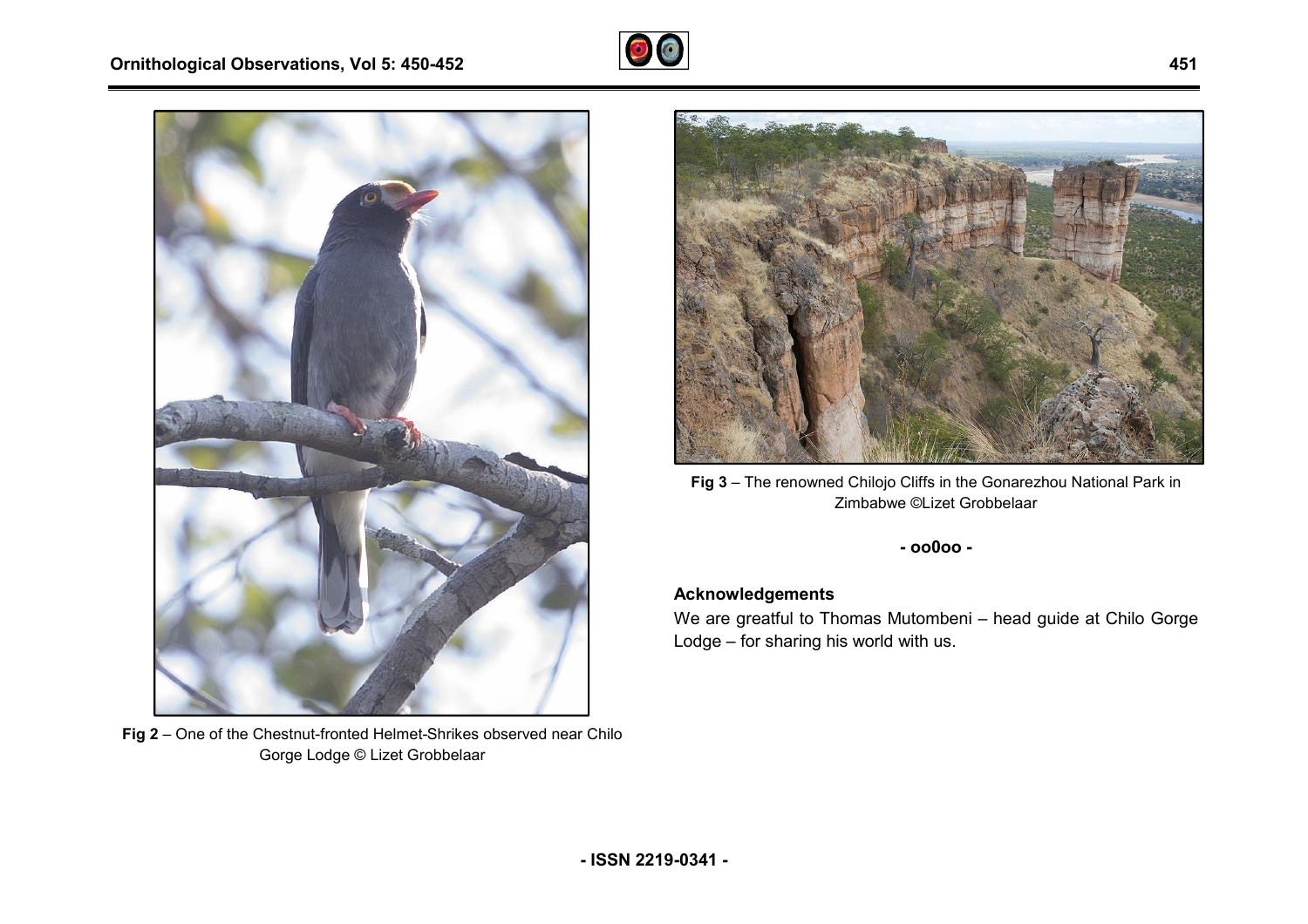Fig 2 – One of the Chestnut-fronted Helmet-Shrikes observed near Chilo Gorge Lodge © Lizet Grobbelaar

Fig 3 – The renowned Chilojo Cliffs in the Gonarezhou National Park in Zimbabwe ©Lizet Grobbelaar

**- oo0oo -**

## Acknowledgements

We are greatful to Thomas Mutombeni – head guide at Chilo Gorge Lodge – for sharing his world with us.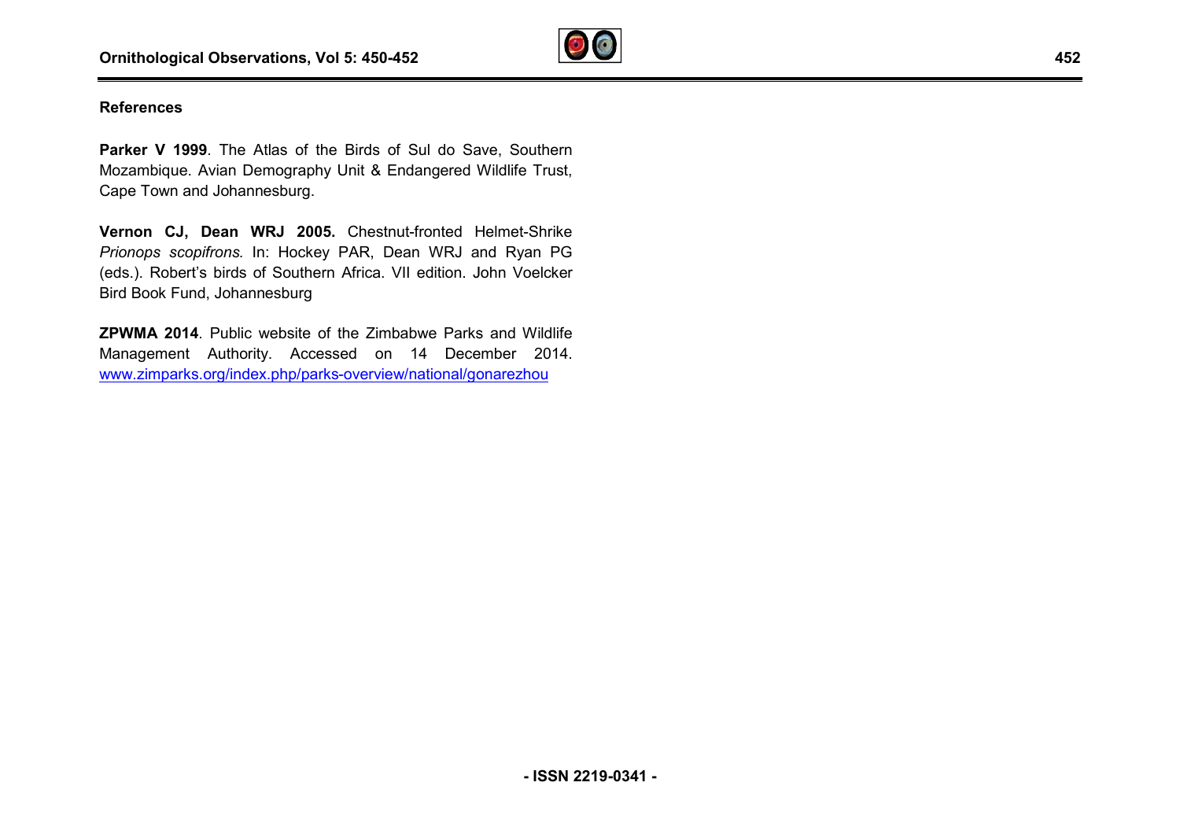## References

**Parker V 1999**. The Atlas of the Birds of Sul do Save, Southern Mozambique. Avian Demography Unit & Endangered Wildlife Trust, Cape Town and Johannesburg.

**Vernon CJ, Dean WRJ 2005.** Chestnut-fronted Helmet-Shrike *Prionops scopifrons.* In: Hockey PAR, Dean WRJ and Ryan PG (eds.). Robert's birds of Southern Africa. VII edition. John Voelcker Bird Book Fund, Johannesburg

**ZPWMA 2014**. Public website of the Zimbabwe Parks and Wildlife Management Authority. Accessed on 14 December 2014. www.zimparks.org/index.php/parks-overview/national/gonarezhou